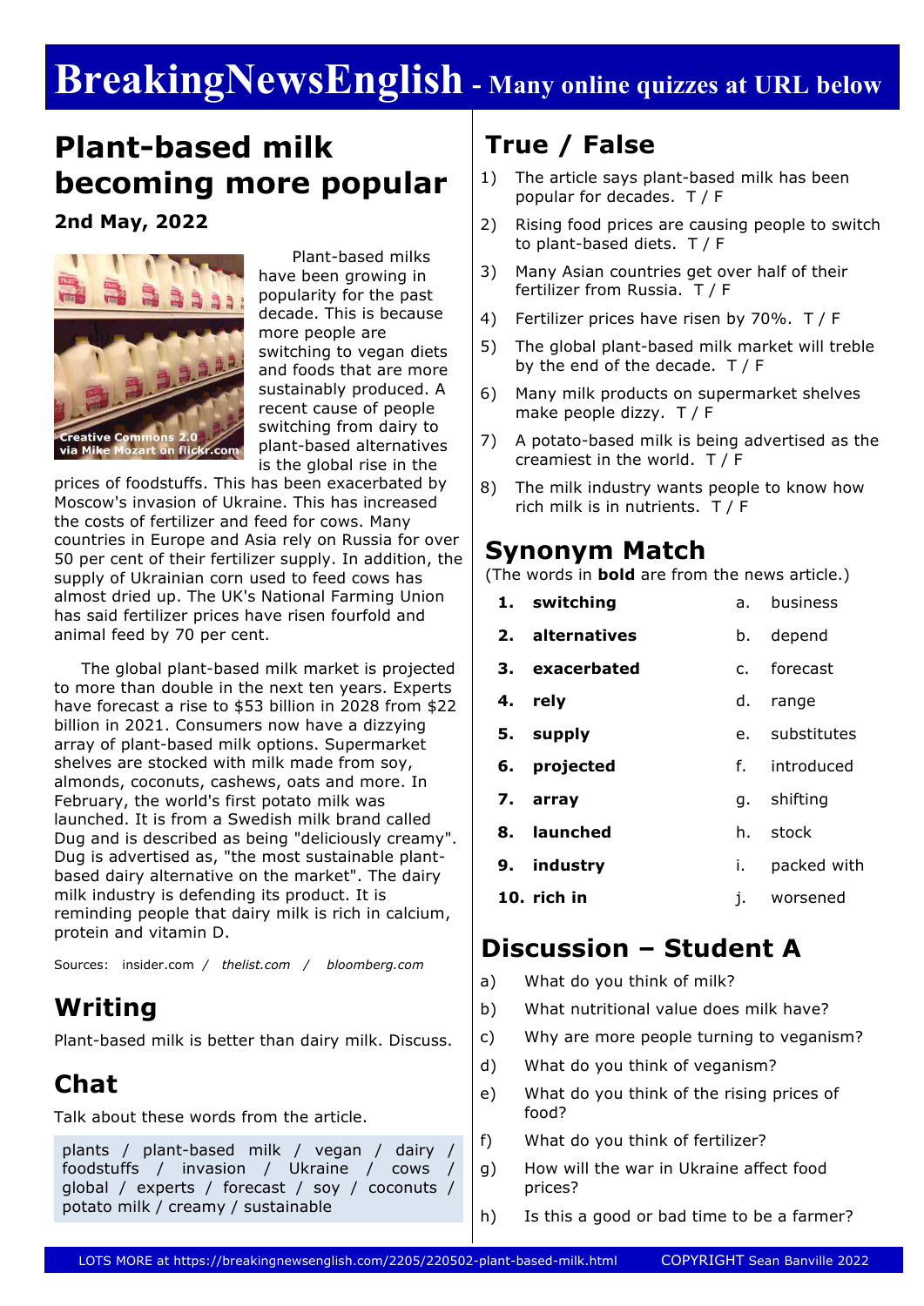# BreakingNewsEnglish - Many online quizzes at URL below

## Plant-based milk becoming more popular

**2nd May, 2022**

Creative Commons 2.0 via Mike Mozart on flickr.com

Plant-based milks have been growing in popularity for the past decade. This is because more people are switching to vegan diets and foods that are more sustainably produced. A recent cause of people switching from dairy to plant-based alternatives is the global rise in the prices of foodstuffs. This has been exacerbated by Moscow's invasion of Ukraine. This has increased the costs of fertilizer and feed for cows. Many countries in Europe and Asia rely on Russia for over 50 per cent of their fertilizer supply. In addition, the supply of Ukrainian corn used to feed cows has almost dried up. The UK's National Farming Union has said fertilizer prices have risen fourfold and animal feed by 70 per cent.

The global plant-based milk market is projected to more than double in the next ten years. Experts have forecast a rise to $53 billion in 2028 from $22 billion in 2021. Consumers now have a dizzying array of plant-based milk options. Supermarket shelves are stocked with milk made from soy, almonds, coconuts, cashews, oats and more. In February, the world's first potato milk was launched. It is from a Swedish milk brand called Dug and is described as being "deliciously creamy". Dug is advertised as, "the most sustainable plant-based dairy alternative on the market". The dairy milk industry is defending its product. It is reminding people that dairy milk is rich in calcium, protein and vitamin D.

Sources: insider.com / *thelist.com* / *bloomberg.com*

## Writing

Plant-based milk is better than dairy milk. Discuss.

## Chat

Talk about these words from the article.

plants / plant-based milk / vegan / dairy / foodstuffs / invasion / Ukraine / cows / global / experts / forecast / soy / coconuts / potato milk / creamy / sustainable

## True / False

1) The article says plant-based milk has been popular for decades. T / F
2) Rising food prices are causing people to switch to plant-based diets. T / F
3) Many Asian countries get over half of their fertilizer from Russia. T / F
4) Fertilizer prices have risen by 70%. T / F
5) The global plant-based milk market will treble by the end of the decade. T / F
6) Many milk products on supermarket shelves make people dizzy. T / F
7) A potato-based milk is being advertised as the creamiest in the world. T / F
8) The milk industry wants people to know how rich milk is in nutrients. T / F

## Synonym Match

(The words in **bold** are from the news article.)

| | | | |
|---|---|---|---|
| 1. | **switching** | a. | business |
| 2. | **alternatives** | b. | depend |
| 3. | **exacerbated** | c. | forecast |
| 4. | **rely** | d. | range |
| 5. | **supply** | e. | substitutes |
| 6. | **projected** | f. | introduced |
| 7. | **array** | g. | shifting |
| 8. | **launched** | h. | stock |
| 9. | **industry** | i. | packed with |
| 10. | **rich in** | j. | worsened |

## Discussion – Student A

a) What do you think of milk?
b) What nutritional value does milk have?
c) Why are more people turning to veganism?
d) What do you think of veganism?
e) What do you think of the rising prices of food?
f) What do you think of fertilizer?
g) How will the war in Ukraine affect food prices?
h) Is this a good or bad time to be a farmer?

LOTS MORE at https://breakingnewsenglish.com/2205/220502-plant-based-milk.html COPYRIGHT Sean Banville 2022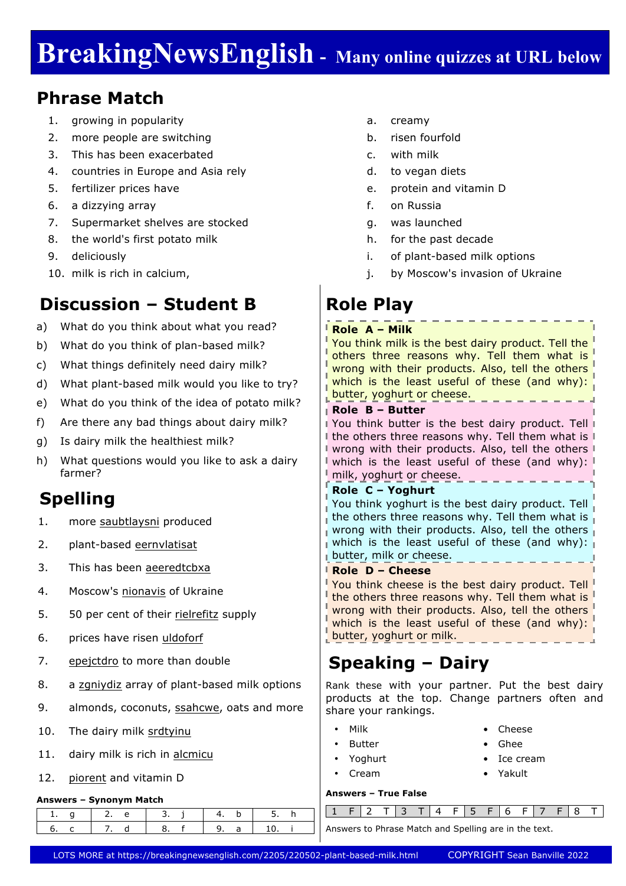## Phrase Match

1. growing in popularity
2. more people are switching
3. This has been exacerbated
4. countries in Europe and Asia rely
5. fertilizer prices have
6. a dizzying array
7. Supermarket shelves are stocked
8. the world's first potato milk
9. deliciously
10. milk is rich in calcium,

a. creamy
b. risen fourfold
c. with milk
d. to vegan diets
e. protein and vitamin D
f. on Russia
g. was launched
h. for the past decade
i. of plant-based milk options
j. by Moscow's invasion of Ukraine

## Discussion – Student B

a) What do you think about what you read?
b) What do you think of plan-based milk?
c) What things definitely need dairy milk?
d) What plant-based milk would you like to try?
e) What do you think of the idea of potato milk?
f) Are there any bad things about dairy milk?
g) Is dairy milk the healthiest milk?
h) What questions would you like to ask a dairy farmer?

## Spelling

1. more saubtlaysni produced
2. plant-based eernvlatisat
3. This has been aeeredtcbxa
4. Moscow's nionavis of Ukraine
5. 50 per cent of their rielrefitz supply
6. prices have risen uldoforf
7. epejctdro to more than double
8. a zgniydiz array of plant-based milk options
9. almonds, coconuts, ssahcwe, oats and more
10. The dairy milk srdtyinu
11. dairy milk is rich in alcmicu
12. piorent and vitamin D

**Answers – Synonym Match**

| | | | | |
|---|---|---|---|---|
| 1. g | 2. e | 3. j | 4. b | 5. h |
| 6. c | 7. d | 8. f | 9. a | 10. i |

## Role Play

**Role A – Milk**
You think milk is the best dairy product. Tell the others three reasons why. Tell them what is wrong with their products. Also, tell the others which is the least useful of these (and why): butter, yoghurt or cheese.

**Role B – Butter**
You think butter is the best dairy product. Tell the others three reasons why. Tell them what is wrong with their products. Also, tell the others which is the least useful of these (and why): milk, yoghurt or cheese.

**Role C – Yoghurt**
You think yoghurt is the best dairy product. Tell the others three reasons why. Tell them what is wrong with their products. Also, tell the others which is the least useful of these (and why): butter, milk or cheese.

**Role D – Cheese**
You think cheese is the best dairy product. Tell the others three reasons why. Tell them what is wrong with their products. Also, tell the others which is the least useful of these (and why): butter, yoghurt or milk.

## Speaking – Dairy

Rank these with your partner. Put the best dairy products at the top. Change partners often and share your rankings.

- Milk
- Butter
- Yoghurt
- Cream
- Cheese
- Ghee
- Ice cream
- Yakult

**Answers – True False**

| | | | | | | | | | | | | | | | |
|---|---|---|---|---|---|---|---|---|---|---|---|---|---|---|---|
| 1 | F | 2 | T | 3 | T | 4 | F | 5 | F | 6 | F | 7 | F | 8 | T |

Answers to Phrase Match and Spelling are in the text.